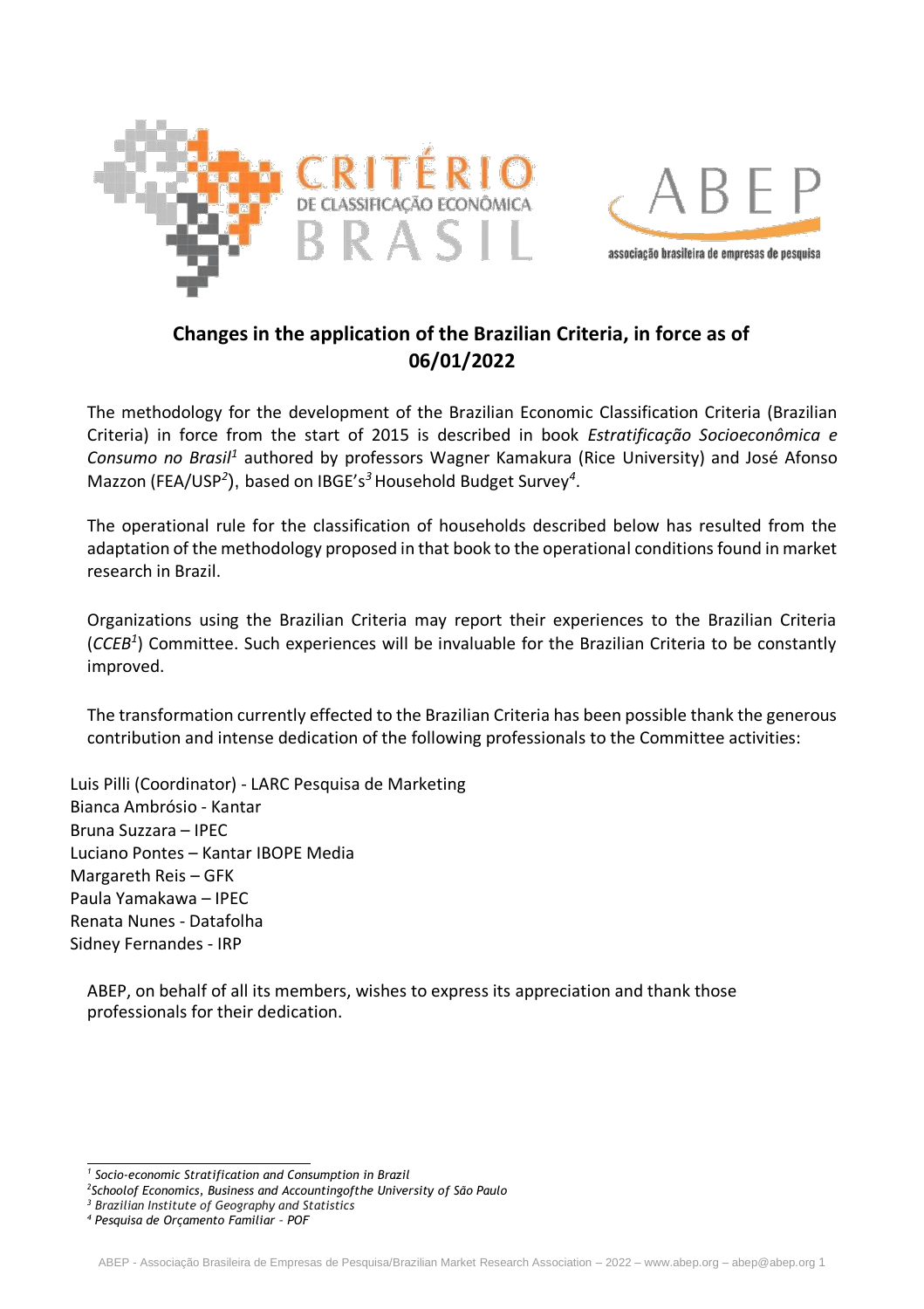CRITÉRIO
DE CLASSIFICAÇÃO ECONÔMICA
BRASIL

ABEP
associação brasileira de empresas de pesquisa

# Changes in the application of the Brazilian Criteria, in force as of 06/01/2022

The methodology for the development of the Brazilian Economic Classification Criteria (Brazilian Criteria) in force from the start of 2015 is described in book *Estratificação Socioeconômica e Consumo no Brasil*[1] authored by professors Wagner Kamakura (Rice University) and José Afonso Mazzon (FEA/USP[2]), based on IBGE's[3] Household Budget Survey[4].

The operational rule for the classification of households described below has resulted from the adaptation of the methodology proposed in that book to the operational conditions found in market research in Brazil.

Organizations using the Brazilian Criteria may report their experiences to the Brazilian Criteria (*CCEB*[1]) Committee. Such experiences will be invaluable for the Brazilian Criteria to be constantly improved.

The transformation currently effected to the Brazilian Criteria has been possible thank the generous contribution and intense dedication of the following professionals to the Committee activities:

Luis Pilli (Coordinator) - LARC Pesquisa de Marketing
Bianca Ambrósio - Kantar
Bruna Suzzara – IPEC
Luciano Pontes – Kantar IBOPE Media
Margareth Reis – GFK
Paula Yamakawa – IPEC
Renata Nunes - Datafolha
Sidney Fernandes - IRP

ABEP, on behalf of all its members, wishes to express its appreciation and thank those professionals for their dedication.

---

[1] *Socio-economic Stratification and Consumption in Brazil*

[2] *Schoolof Economics, Business and Accountingofthe University of São Paulo*

[3] *Brazilian Institute of Geography and Statistics*

[4] *Pesquisa de Orçamento Familiar – POF*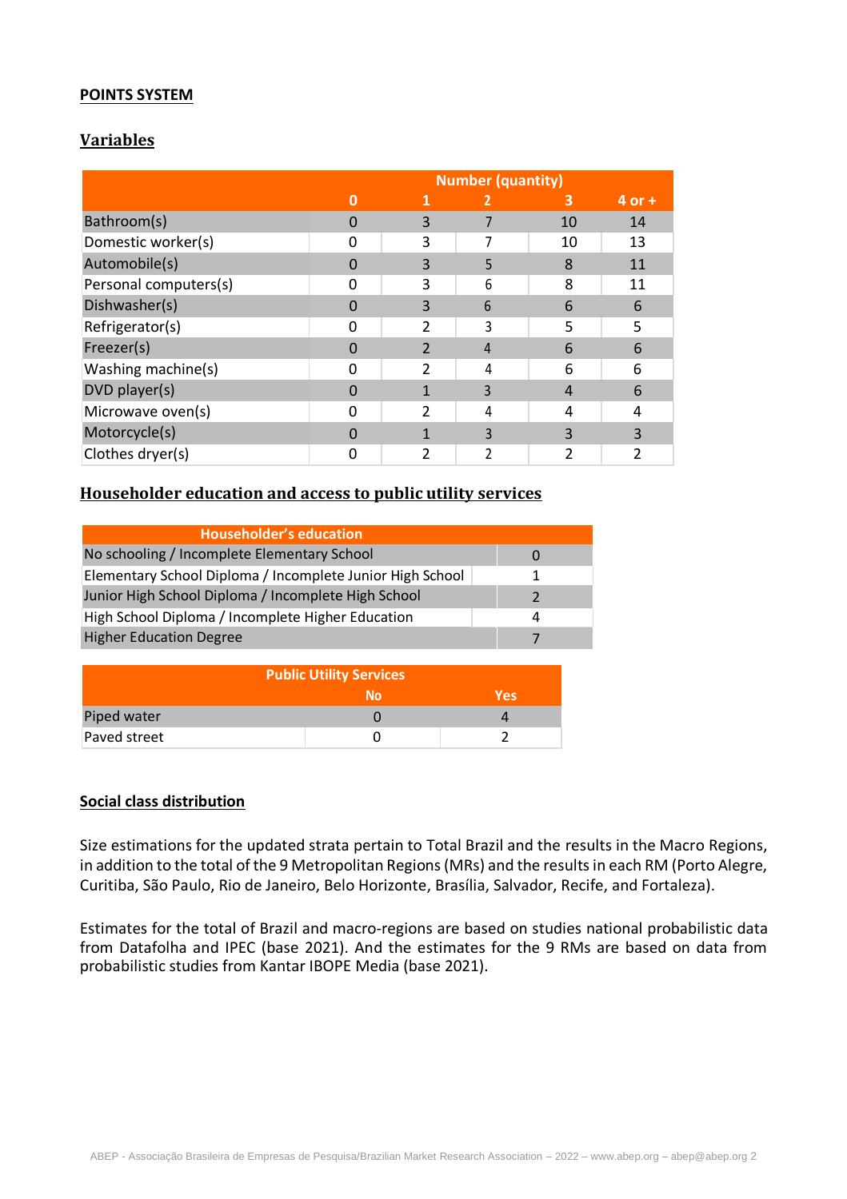**POINTS SYSTEM**

## Variables

| | Number (quantity) | | | | |
|---|---|---|---|---|---|
| | 0 | 1 | 2 | 3 | 4 or + |
| Bathroom(s) | 0 | 3 | 7 | 10 | 14 |
| Domestic worker(s) | 0 | 3 | 7 | 10 | 13 |
| Automobile(s) | 0 | 3 | 5 | 8 | 11 |
| Personal computers(s) | 0 | 3 | 6 | 8 | 11 |
| Dishwasher(s) | 0 | 3 | 6 | 6 | 6 |
| Refrigerator(s) | 0 | 2 | 3 | 5 | 5 |
| Freezer(s) | 0 | 2 | 4 | 6 | 6 |
| Washing machine(s) | 0 | 2 | 4 | 6 | 6 |
| DVD player(s) | 0 | 1 | 3 | 4 | 6 |
| Microwave oven(s) | 0 | 2 | 4 | 4 | 4 |
| Motorcycle(s) | 0 | 1 | 3 | 3 | 3 |
| Clothes dryer(s) | 0 | 2 | 2 | 2 | 2 |

## Householder education and access to public utility services

| Householder's education | |
|---|---|
| No schooling / Incomplete Elementary School | 0 |
| Elementary School Diploma / Incomplete Junior High School | 1 |
| Junior High School Diploma / Incomplete High School | 2 |
| High School Diploma / Incomplete Higher Education | 4 |
| Higher Education Degree | 7 |

| Public Utility Services | | |
|---|---|---|
| | No | Yes |
| Piped water | 0 | 4 |
| Paved street | 0 | 2 |

**Social class distribution**

Size estimations for the updated strata pertain to Total Brazil and the results in the Macro Regions, in addition to the total of the 9 Metropolitan Regions (MRs) and the results in each RM (Porto Alegre, Curitiba, São Paulo, Rio de Janeiro, Belo Horizonte, Brasília, Salvador, Recife, and Fortaleza).

Estimates for the total of Brazil and macro-regions are based on studies national probabilistic data from Datafolha and IPEC (base 2021). And the estimates for the 9 RMs are based on data from probabilistic studies from Kantar IBOPE Media (base 2021).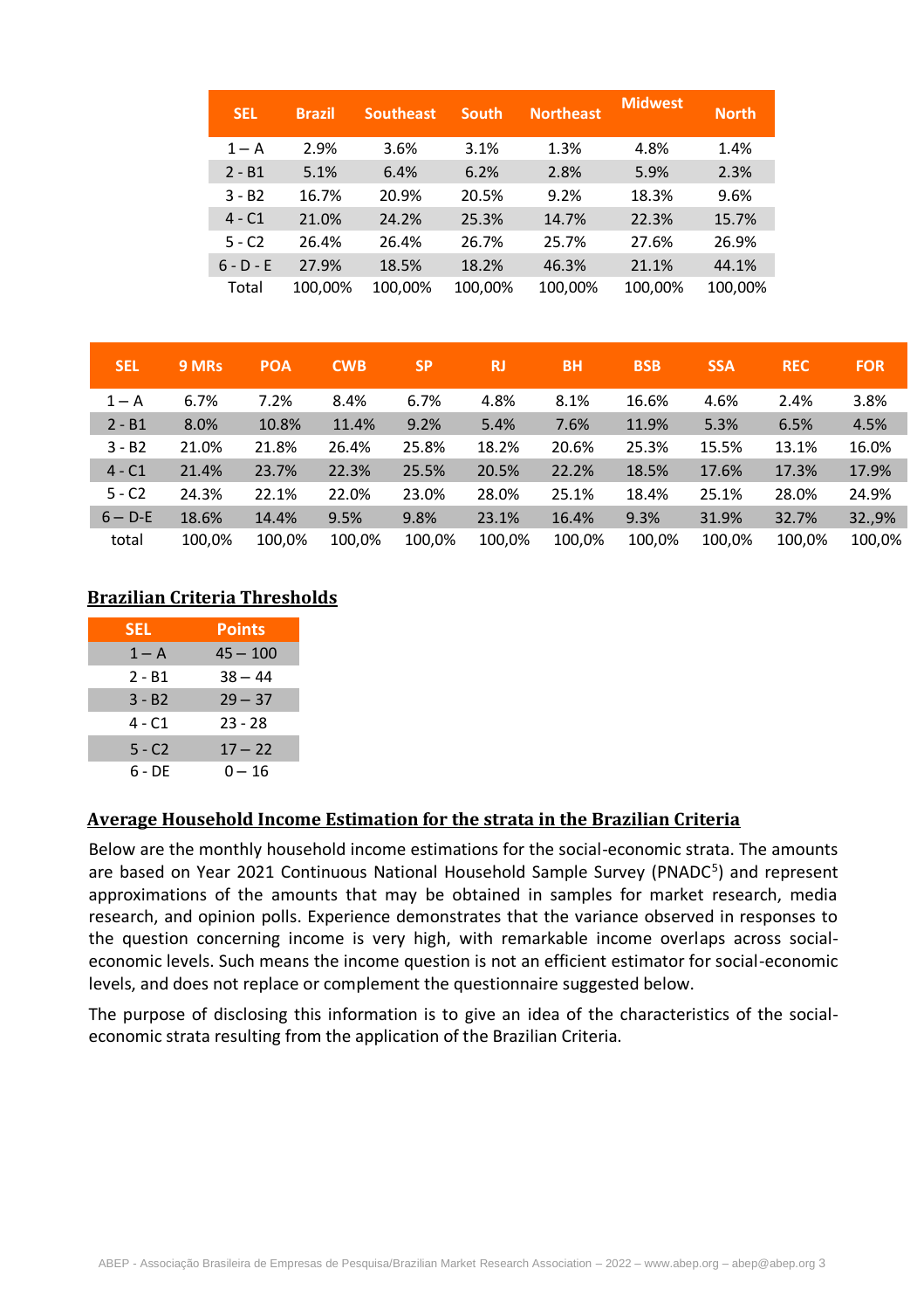| SEL | Brazil | Southeast | South | Northeast | Midwest | North |
|---|---|---|---|---|---|---|
| 1 – A | 2.9% | 3.6% | 3.1% | 1.3% | 4.8% | 1.4% |
| 2 - B1 | 5.1% | 6.4% | 6.2% | 2.8% | 5.9% | 2.3% |
| 3 - B2 | 16.7% | 20.9% | 20.5% | 9.2% | 18.3% | 9.6% |
| 4 - C1 | 21.0% | 24.2% | 25.3% | 14.7% | 22.3% | 15.7% |
| 5 - C2 | 26.4% | 26.4% | 26.7% | 25.7% | 27.6% | 26.9% |
| 6 - D - E | 27.9% | 18.5% | 18.2% | 46.3% | 21.1% | 44.1% |
| Total | 100,00% | 100,00% | 100,00% | 100,00% | 100,00% | 100,00% |

| SEL | 9 MRs | POA | CWB | SP | RJ | BH | BSB | SSA | REC | FOR |
|---|---|---|---|---|---|---|---|---|---|---|
| 1 – A | 6.7% | 7.2% | 8.4% | 6.7% | 4.8% | 8.1% | 16.6% | 4.6% | 2.4% | 3.8% |
| 2 - B1 | 8.0% | 10.8% | 11.4% | 9.2% | 5.4% | 7.6% | 11.9% | 5.3% | 6.5% | 4.5% |
| 3 - B2 | 21.0% | 21.8% | 26.4% | 25.8% | 18.2% | 20.6% | 25.3% | 15.5% | 13.1% | 16.0% |
| 4 - C1 | 21.4% | 23.7% | 22.3% | 25.5% | 20.5% | 22.2% | 18.5% | 17.6% | 17.3% | 17.9% |
| 5 - C2 | 24.3% | 22.1% | 22.0% | 23.0% | 28.0% | 25.1% | 18.4% | 25.1% | 28.0% | 24.9% |
| 6 – D-E | 18.6% | 14.4% | 9.5% | 9.8% | 23.1% | 16.4% | 9.3% | 31.9% | 32.7% | 32.,9% |
| total | 100,0% | 100,0% | 100,0% | 100,0% | 100,0% | 100,0% | 100,0% | 100,0% | 100,0% | 100,0% |

## Brazilian Criteria Thresholds

| SEL | Points |
|---|---|
| 1 – A | 45 – 100 |
| 2 - B1 | 38 – 44 |
| 3 - B2 | 29 – 37 |
| 4 - C1 | 23 - 28 |
| 5 - C2 | 17 – 22 |
| 6 - DE | 0 – 16 |

## Average Household Income Estimation for the strata in the Brazilian Criteria

Below are the monthly household income estimations for the social-economic strata. The amounts are based on Year 2021 Continuous National Household Sample Survey (PNADC[5]) and represent approximations of the amounts that may be obtained in samples for market research, media research, and opinion polls. Experience demonstrates that the variance observed in responses to the question concerning income is very high, with remarkable income overlaps across social-economic levels. Such means the income question is not an efficient estimator for social-economic levels, and does not replace or complement the questionnaire suggested below.

The purpose of disclosing this information is to give an idea of the characteristics of the social-economic strata resulting from the application of the Brazilian Criteria.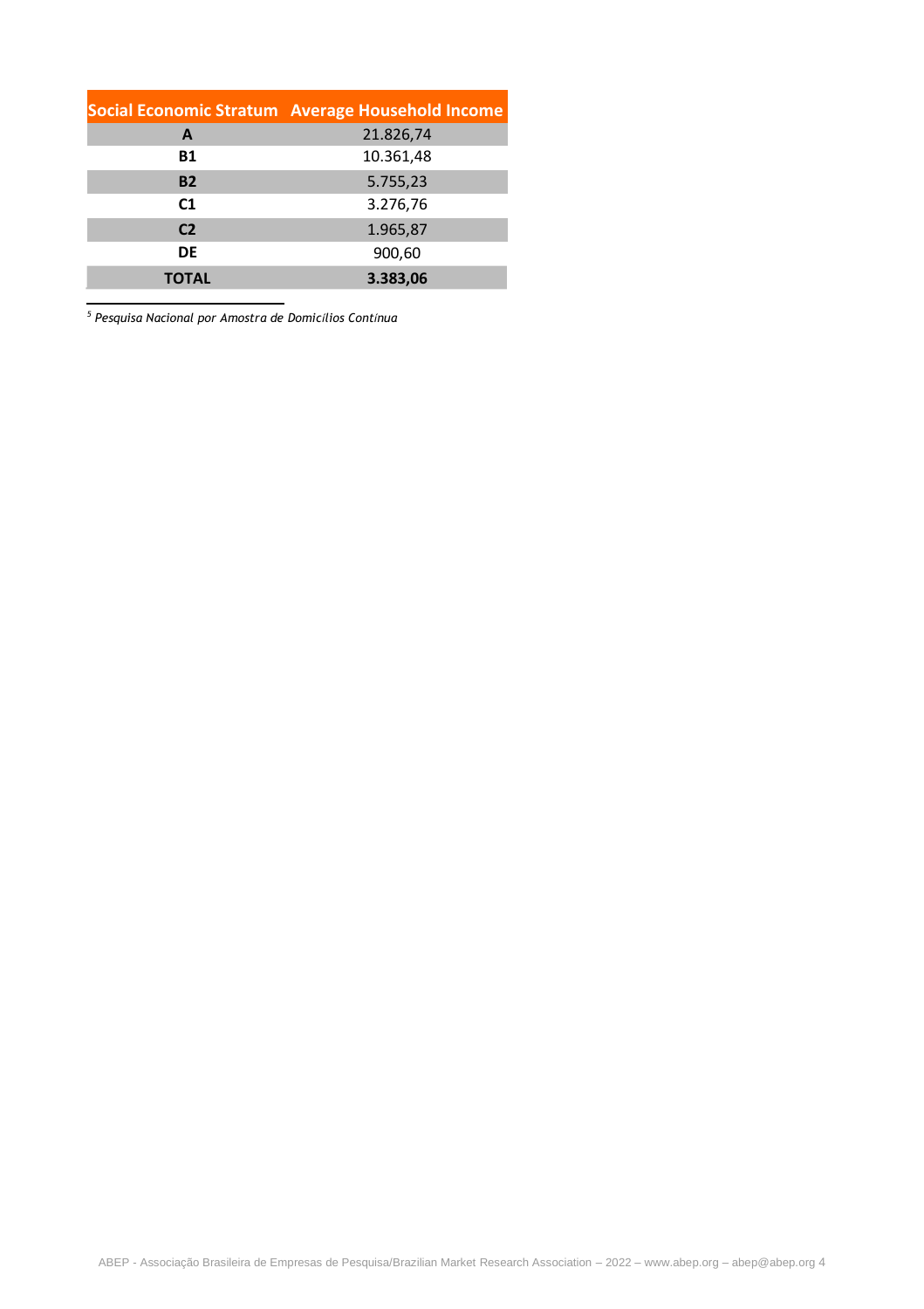| Social Economic Stratum | Average Household Income |
|---|---|
| **A** | 21.826,74 |
| **B1** | 10.361,48 |
| **B2** | 5.755,23 |
| **C1** | 3.276,76 |
| **C2** | 1.965,87 |
| **DE** | 900,60 |
| **TOTAL** | **3.383,06** |

---

[5] *Pesquisa Nacional por Amostra de Domicílios Contínua*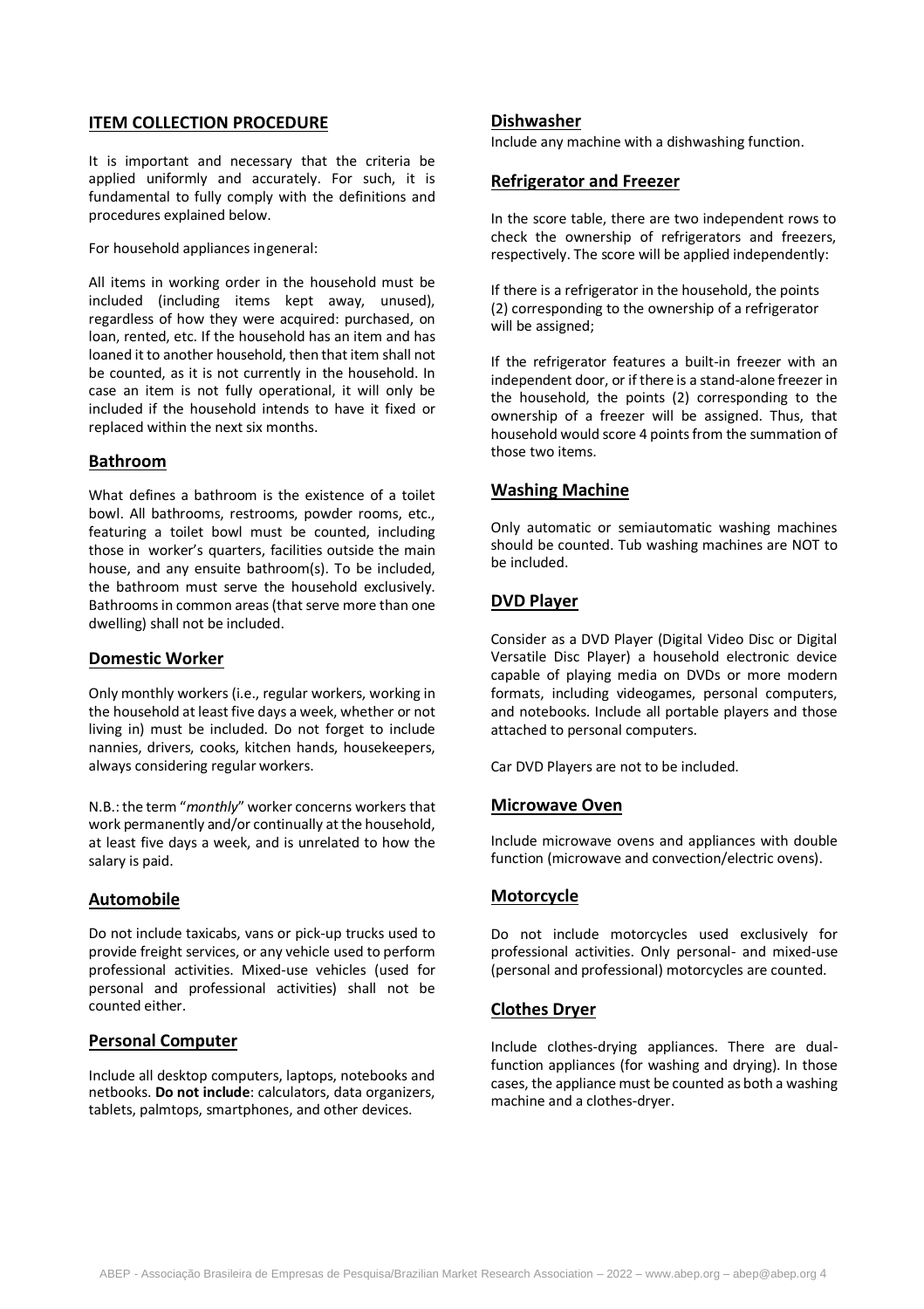## ITEM COLLECTION PROCEDURE

It is important and necessary that the criteria be applied uniformly and accurately. For such, it is fundamental to fully comply with the definitions and procedures explained below.

For household appliances ingeneral:

All items in working order in the household must be included (including items kept away, unused), regardless of how they were acquired: purchased, on loan, rented, etc. If the household has an item and has loaned it to another household, then that item shall not be counted, as it is not currently in the household. In case an item is not fully operational, it will only be included if the household intends to have it fixed or replaced within the next six months.

### Bathroom

What defines a bathroom is the existence of a toilet bowl. All bathrooms, restrooms, powder rooms, etc., featuring a toilet bowl must be counted, including those in worker's quarters, facilities outside the main house, and any ensuite bathroom(s). To be included, the bathroom must serve the household exclusively. Bathrooms in common areas (that serve more than one dwelling) shall not be included.

### Domestic Worker

Only monthly workers (i.e., regular workers, working in the household at least five days a week, whether or not living in) must be included. Do not forget to include nannies, drivers, cooks, kitchen hands, housekeepers, always considering regular workers.

N.B.: the term "*monthly*" worker concerns workers that work permanently and/or continually at the household, at least five days a week, and is unrelated to how the salary is paid.

### Automobile

Do not include taxicabs, vans or pick-up trucks used to provide freight services, or any vehicle used to perform professional activities. Mixed-use vehicles (used for personal and professional activities) shall not be counted either.

### Personal Computer

Include all desktop computers, laptops, notebooks and netbooks. **Do not include**: calculators, data organizers, tablets, palmtops, smartphones, and other devices.

### Dishwasher

Include any machine with a dishwashing function.

### Refrigerator and Freezer

In the score table, there are two independent rows to check the ownership of refrigerators and freezers, respectively. The score will be applied independently:

If there is a refrigerator in the household, the points (2) corresponding to the ownership of a refrigerator will be assigned;

If the refrigerator features a built-in freezer with an independent door, or if there is a stand-alone freezer in the household, the points (2) corresponding to the ownership of a freezer will be assigned. Thus, that household would score 4 points from the summation of those two items.

### Washing Machine

Only automatic or semiautomatic washing machines should be counted. Tub washing machines are NOT to be included.

### DVD Player

Consider as a DVD Player (Digital Video Disc or Digital Versatile Disc Player) a household electronic device capable of playing media on DVDs or more modern formats, including videogames, personal computers, and notebooks. Include all portable players and those attached to personal computers.

Car DVD Players are not to be included.

### Microwave Oven

Include microwave ovens and appliances with double function (microwave and convection/electric ovens).

### Motorcycle

Do not include motorcycles used exclusively for professional activities. Only personal- and mixed-use (personal and professional) motorcycles are counted.

### Clothes Dryer

Include clothes-drying appliances. There are dual-function appliances (for washing and drying). In those cases, the appliance must be counted as both a washing machine and a clothes-dryer.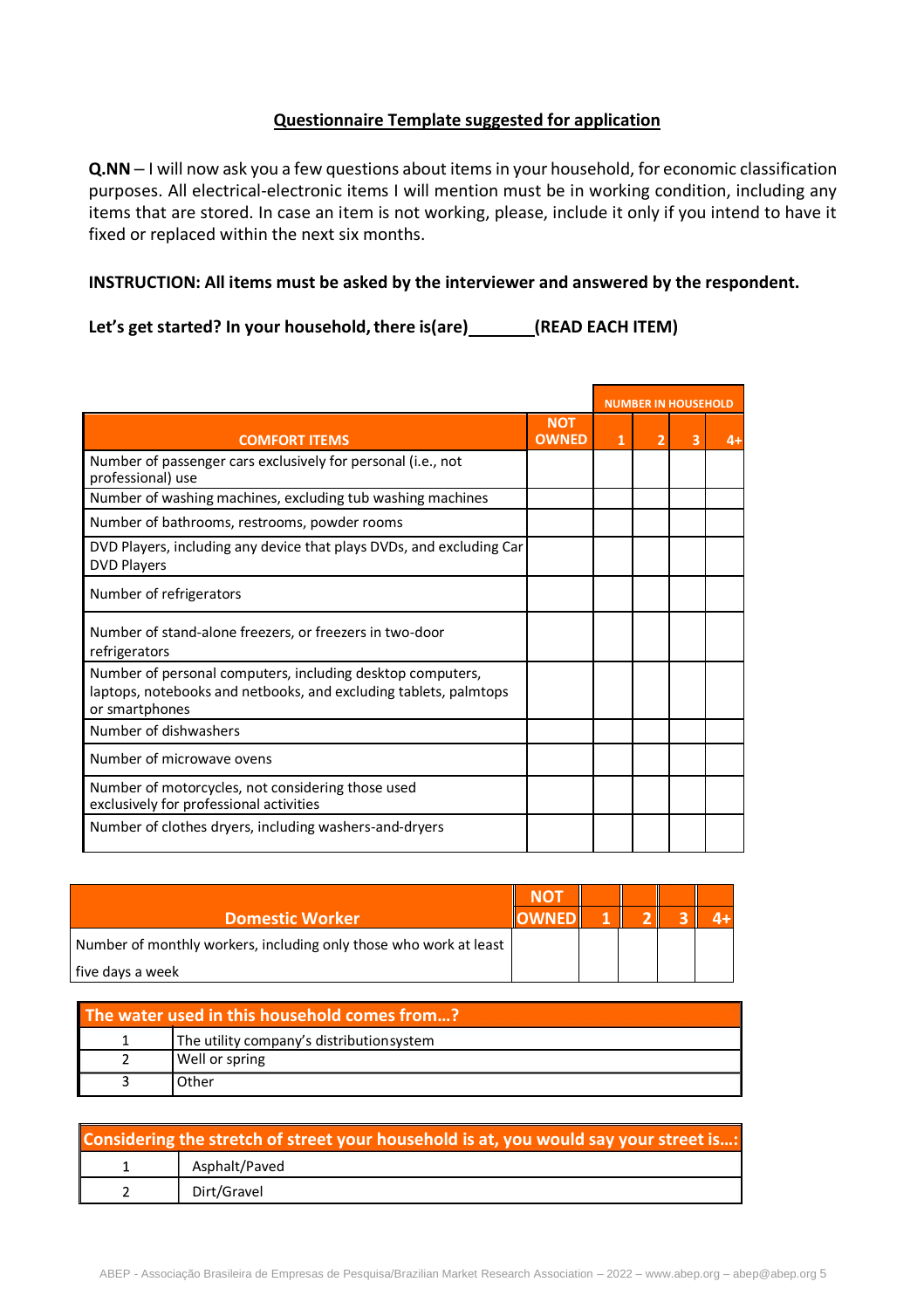## Questionnaire Template suggested for application

**Q.NN** – I will now ask you a few questions about items in your household, for economic classification purposes. All electrical-electronic items I will mention must be in working condition, including any items that are stored. In case an item is not working, please, include it only if you intend to have it fixed or replaced within the next six months.

**INSTRUCTION: All items must be asked by the interviewer and answered by the respondent.**

**Let's get started? In your household, there is(are)\_\_\_\_\_\_\_(READ EACH ITEM)**

| | | NUMBER IN HOUSEHOLD | | | |
|---|---|---|---|---|---|
| **COMFORT ITEMS** | **NOT OWNED** | **1** | **2** | **3** | **4+** |
| Number of passenger cars exclusively for personal (i.e., not professional) use | | | | | |
| Number of washing machines, excluding tub washing machines | | | | | |
| Number of bathrooms, restrooms, powder rooms | | | | | |
| DVD Players, including any device that plays DVDs, and excluding Car DVD Players | | | | | |
| Number of refrigerators | | | | | |
| Number of stand-alone freezers, or freezers in two-door refrigerators | | | | | |
| Number of personal computers, including desktop computers, laptops, notebooks and netbooks, and excluding tablets, palmtops or smartphones | | | | | |
| Number of dishwashers | | | | | |
| Number of microwave ovens | | | | | |
| Number of motorcycles, not considering those used exclusively for professional activities | | | | | |
| Number of clothes dryers, including washers-and-dryers | | | | | |

| **Domestic Worker** | **NOT OWNED** | **1** | **2** | **3** | **4+** |
|---|---|---|---|---|---|
| Number of monthly workers, including only those who work at least five days a week | | | | | |

| **The water used in this household comes from…?** | |
|---|---|
| 1 | The utility company's distribution system |
| 2 | Well or spring |
| 3 | Other |

| **Considering the stretch of street your household is at, you would say your street is…:** | |
|---|---|
| 1 | Asphalt/Paved |
| 2 | Dirt/Gravel |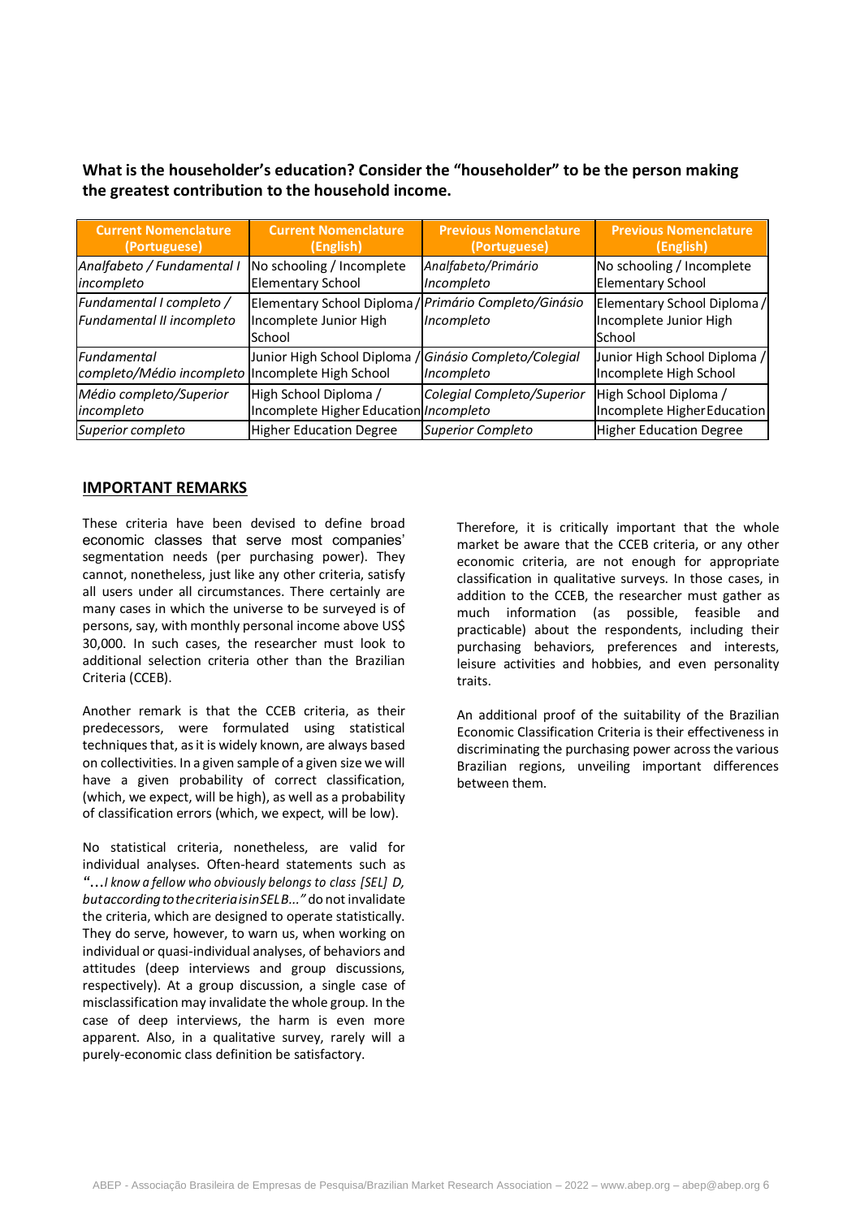**What is the householder's education? Consider the "householder" to be the person making the greatest contribution to the household income.**

| Current Nomenclature (Portuguese) | Current Nomenclature (English) | Previous Nomenclature (Portuguese) | Previous Nomenclature (English) |
|---|---|---|---|
| *Analfabeto / Fundamental I incompleto* | No schooling / Incomplete Elementary School | *Analfabeto/Primário Incompleto* | No schooling / Incomplete Elementary School |
| *Fundamental I completo / Fundamental II incompleto* | Elementary School Diploma / Incomplete Junior High School | *Primário Completo/Ginásio Incompleto* | Elementary School Diploma / Incomplete Junior High School |
| *Fundamental completo/Médio incompleto* | Junior High School Diploma / Incomplete High School | *Ginásio Completo/Colegial Incompleto* | Junior High School Diploma / Incomplete High School |
| *Médio completo/Superior incompleto* | High School Diploma / Incomplete Higher Education | *Colegial Completo/Superior Incompleto* | High School Diploma / Incomplete Higher Education |
| *Superior completo* | Higher Education Degree | *Superior Completo* | Higher Education Degree |

## IMPORTANT REMARKS

These criteria have been devised to define broad economic classes that serve most companies' segmentation needs (per purchasing power). They cannot, nonetheless, just like any other criteria, satisfy all users under all circumstances. There certainly are many cases in which the universe to be surveyed is of persons, say, with monthly personal income above US$ 30,000. In such cases, the researcher must look to additional selection criteria other than the Brazilian Criteria (CCEB).

Another remark is that the CCEB criteria, as their predecessors, were formulated using statistical techniques that, as it is widely known, are always based on collectivities. In a given sample of a given size we will have a given probability of correct classification, (which, we expect, will be high), as well as a probability of classification errors (which, we expect, will be low).

No statistical criteria, nonetheless, are valid for individual analyses. Often-heard statements such as "*...I know a fellow who obviously belongs to class [SEL] D, but according to the criteria is in SEL B..."* do not invalidate the criteria, which are designed to operate statistically. They do serve, however, to warn us, when working on individual or quasi-individual analyses, of behaviors and attitudes (deep interviews and group discussions, respectively). At a group discussion, a single case of misclassification may invalidate the whole group. In the case of deep interviews, the harm is even more apparent. Also, in a qualitative survey, rarely will a purely-economic class definition be satisfactory.

Therefore, it is critically important that the whole market be aware that the CCEB criteria, or any other economic criteria, are not enough for appropriate classification in qualitative surveys. In those cases, in addition to the CCEB, the researcher must gather as much information (as possible, feasible and practicable) about the respondents, including their purchasing behaviors, preferences and interests, leisure activities and hobbies, and even personality traits.

An additional proof of the suitability of the Brazilian Economic Classification Criteria is their effectiveness in discriminating the purchasing power across the various Brazilian regions, unveiling important differences between them.